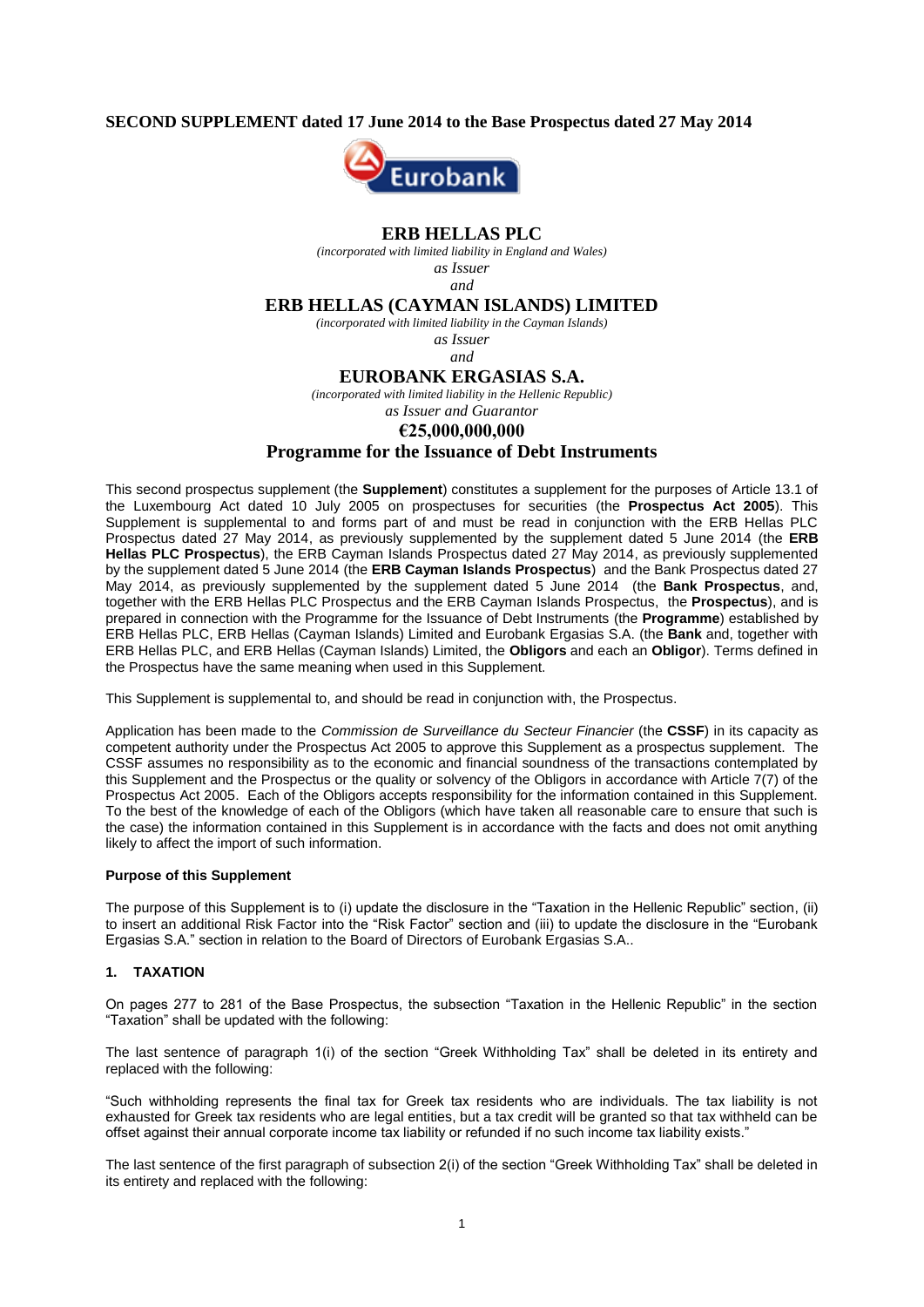**SECOND SUPPLEMENT dated 17 June 2014 to the Base Prospectus dated 27 May 2014**

# ERB HELLAS PLC

*(incorporated with limited liability in England and Wales)*

*as Issuer*

*and*

# ERB HELLAS (CAYMAN ISLANDS) LIMITED

*(incorporated with limited liability in the Cayman Islands)*

*as Issuer*

*and*

# EUROBANK ERGASIAS S.A.

*(incorporated with limited liability in the Hellenic Republic)*

*as Issuer and Guarantor*

## €25,000,000,000

## Programme for the Issuance of Debt Instruments

This second prospectus supplement (the **Supplement**) constitutes a supplement for the purposes of Article 13.1 of the Luxembourg Act dated 10 July 2005 on prospectuses for securities (the **Prospectus Act 2005**). This Supplement is supplemental to and forms part of and must be read in conjunction with the ERB Hellas PLC Prospectus dated 27 May 2014, as previously supplemented by the supplement dated 5 June 2014 (the **ERB Hellas PLC Prospectus**), the ERB Cayman Islands Prospectus dated 27 May 2014, as previously supplemented by the supplement dated 5 June 2014 (the **ERB Cayman Islands Prospectus**) and the Bank Prospectus dated 27 May 2014, as previously supplemented by the supplement dated 5 June 2014 (the **Bank Prospectus**, and, together with the ERB Hellas PLC Prospectus and the ERB Cayman Islands Prospectus, the **Prospectus**), and is prepared in connection with the Programme for the Issuance of Debt Instruments (the **Programme**) established by ERB Hellas PLC, ERB Hellas (Cayman Islands) Limited and Eurobank Ergasias S.A. (the **Bank** and, together with ERB Hellas PLC, and ERB Hellas (Cayman Islands) Limited, the **Obligors** and each an **Obligor**). Terms defined in the Prospectus have the same meaning when used in this Supplement.

This Supplement is supplemental to, and should be read in conjunction with, the Prospectus.

Application has been made to the *Commission de Surveillance du Secteur Financier* (the **CSSF**) in its capacity as competent authority under the Prospectus Act 2005 to approve this Supplement as a prospectus supplement. The CSSF assumes no responsibility as to the economic and financial soundness of the transactions contemplated by this Supplement and the Prospectus or the quality or solvency of the Obligors in accordance with Article 7(7) of the Prospectus Act 2005. Each of the Obligors accepts responsibility for the information contained in this Supplement. To the best of the knowledge of each of the Obligors (which have taken all reasonable care to ensure that such is the case) the information contained in this Supplement is in accordance with the facts and does not omit anything likely to affect the import of such information.

**Purpose of this Supplement**

The purpose of this Supplement is to (i) update the disclosure in the "Taxation in the Hellenic Republic" section, (ii) to insert an additional Risk Factor into the "Risk Factor" section and (iii) to update the disclosure in the "Eurobank Ergasias S.A." section in relation to the Board of Directors of Eurobank Ergasias S.A..

## 1. TAXATION

On pages 277 to 281 of the Base Prospectus, the subsection "Taxation in the Hellenic Republic" in the section "Taxation" shall be updated with the following:

The last sentence of paragraph 1(i) of the section "Greek Withholding Tax" shall be deleted in its entirety and replaced with the following:

"Such withholding represents the final tax for Greek tax residents who are individuals. The tax liability is not exhausted for Greek tax residents who are legal entities, but a tax credit will be granted so that tax withheld can be offset against their annual corporate income tax liability or refunded if no such income tax liability exists."

The last sentence of the first paragraph of subsection 2(i) of the section "Greek Withholding Tax" shall be deleted in its entirety and replaced with the following: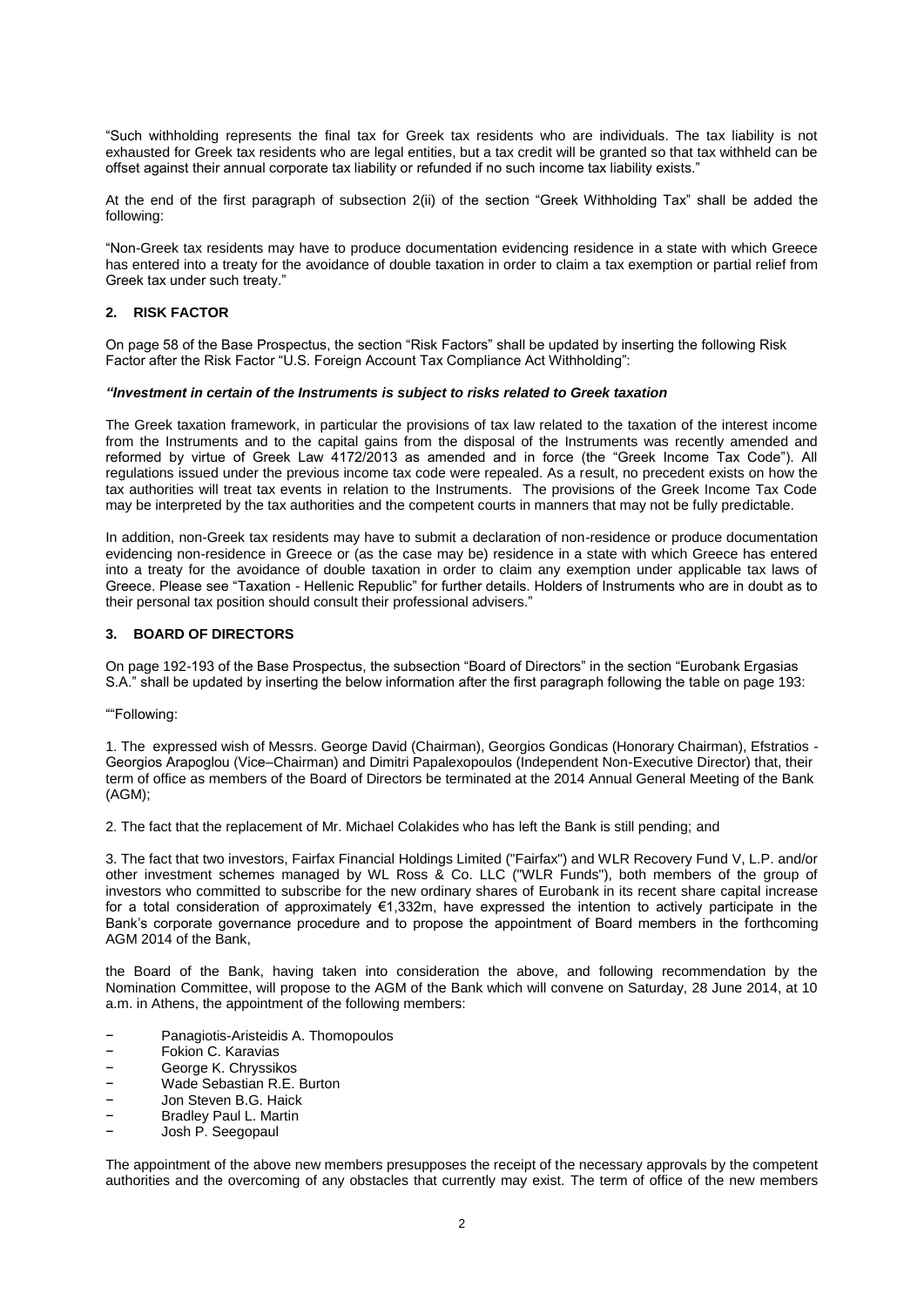"Such withholding represents the final tax for Greek tax residents who are individuals. The tax liability is not exhausted for Greek tax residents who are legal entities, but a tax credit will be granted so that tax withheld can be offset against their annual corporate tax liability or refunded if no such income tax liability exists."

At the end of the first paragraph of subsection 2(ii) of the section "Greek Withholding Tax" shall be added the following:

"Non-Greek tax residents may have to produce documentation evidencing residence in a state with which Greece has entered into a treaty for the avoidance of double taxation in order to claim a tax exemption or partial relief from Greek tax under such treaty."

## 2. RISK FACTOR

On page 58 of the Base Prospectus, the section "Risk Factors" shall be updated by inserting the following Risk Factor after the Risk Factor "U.S. Foreign Account Tax Compliance Act Withholding":

***"Investment in certain of the Instruments is subject to risks related to Greek taxation***

The Greek taxation framework, in particular the provisions of tax law related to the taxation of the interest income from the Instruments and to the capital gains from the disposal of the Instruments was recently amended and reformed by virtue of Greek Law 4172/2013 as amended and in force (the "Greek Income Tax Code"). All regulations issued under the previous income tax code were repealed. As a result, no precedent exists on how the tax authorities will treat tax events in relation to the Instruments. The provisions of the Greek Income Tax Code may be interpreted by the tax authorities and the competent courts in manners that may not be fully predictable.

In addition, non-Greek tax residents may have to submit a declaration of non-residence or produce documentation evidencing non-residence in Greece or (as the case may be) residence in a state with which Greece has entered into a treaty for the avoidance of double taxation in order to claim any exemption under applicable tax laws of Greece. Please see "Taxation - Hellenic Republic" for further details. Holders of Instruments who are in doubt as to their personal tax position should consult their professional advisers."

## 3. BOARD OF DIRECTORS

On page 192-193 of the Base Prospectus, the subsection "Board of Directors" in the section "Eurobank Ergasias S.A." shall be updated by inserting the below information after the first paragraph following the table on page 193:

""Following:

1. The expressed wish of Messrs. George David (Chairman), Georgios Gondicas (Honorary Chairman), Efstratios - Georgios Arapoglou (Vice–Chairman) and Dimitri Papalexopoulos (Independent Non-Executive Director) that, their term of office as members of the Board of Directors be terminated at the 2014 Annual General Meeting of the Bank (AGM);

2. The fact that the replacement of Mr. Michael Colakides who has left the Bank is still pending; and

3. The fact that two investors, Fairfax Financial Holdings Limited ("Fairfax") and WLR Recovery Fund V, L.P. and/or other investment schemes managed by WL Ross & Co. LLC ("WLR Funds"), both members of the group of investors who committed to subscribe for the new ordinary shares of Eurobank in its recent share capital increase for a total consideration of approximately €1,332m, have expressed the intention to actively participate in the Bank's corporate governance procedure and to propose the appointment of Board members in the forthcoming AGM 2014 of the Bank,

the Board of the Bank, having taken into consideration the above, and following recommendation by the Nomination Committee, will propose to the AGM of the Bank which will convene on Saturday, 28 June 2014, at 10 a.m. in Athens, the appointment of the following members:

- Panagiotis-Aristeidis A. Thomopoulos
- Fokion C. Karavias
- George K. Chryssikos
- Wade Sebastian R.E. Burton
- Jon Steven B.G. Haick
- Bradley Paul L. Martin
- Josh P. Seegopaul

The appointment of the above new members presupposes the receipt of the necessary approvals by the competent authorities and the overcoming of any obstacles that currently may exist. The term of office of the new members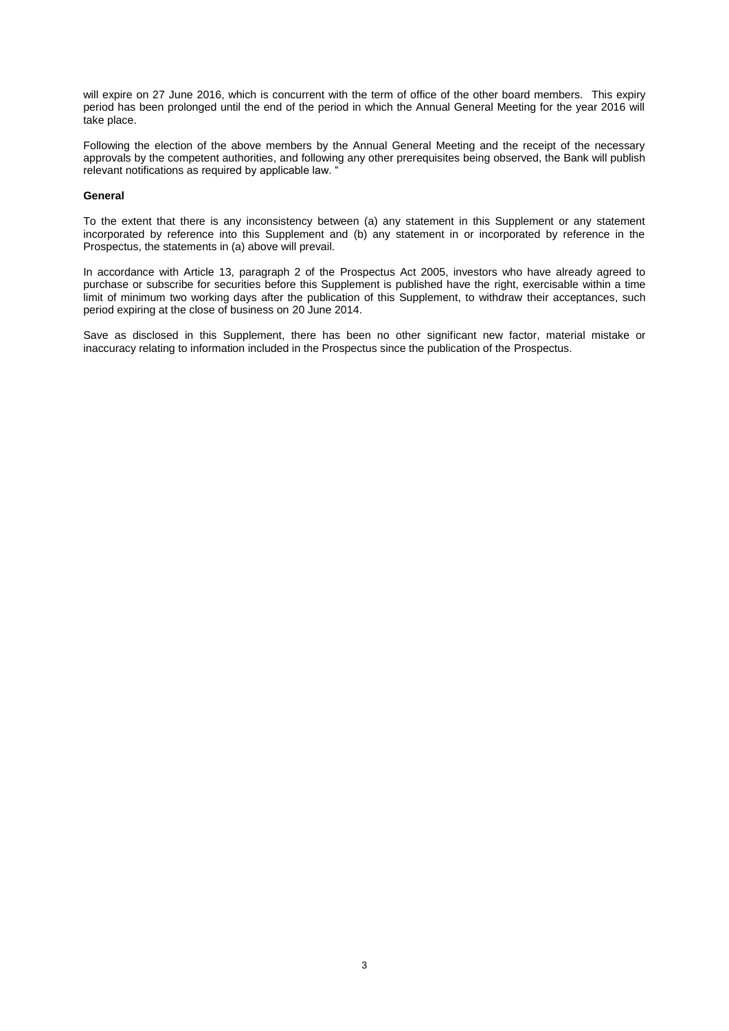will expire on 27 June 2016, which is concurrent with the term of office of the other board members. This expiry period has been prolonged until the end of the period in which the Annual General Meeting for the year 2016 will take place.

Following the election of the above members by the Annual General Meeting and the receipt of the necessary approvals by the competent authorities, and following any other prerequisites being observed, the Bank will publish relevant notifications as required by applicable law. "

**General**

To the extent that there is any inconsistency between (a) any statement in this Supplement or any statement incorporated by reference into this Supplement and (b) any statement in or incorporated by reference in the Prospectus, the statements in (a) above will prevail.

In accordance with Article 13, paragraph 2 of the Prospectus Act 2005, investors who have already agreed to purchase or subscribe for securities before this Supplement is published have the right, exercisable within a time limit of minimum two working days after the publication of this Supplement, to withdraw their acceptances, such period expiring at the close of business on 20 June 2014.

Save as disclosed in this Supplement, there has been no other significant new factor, material mistake or inaccuracy relating to information included in the Prospectus since the publication of the Prospectus.